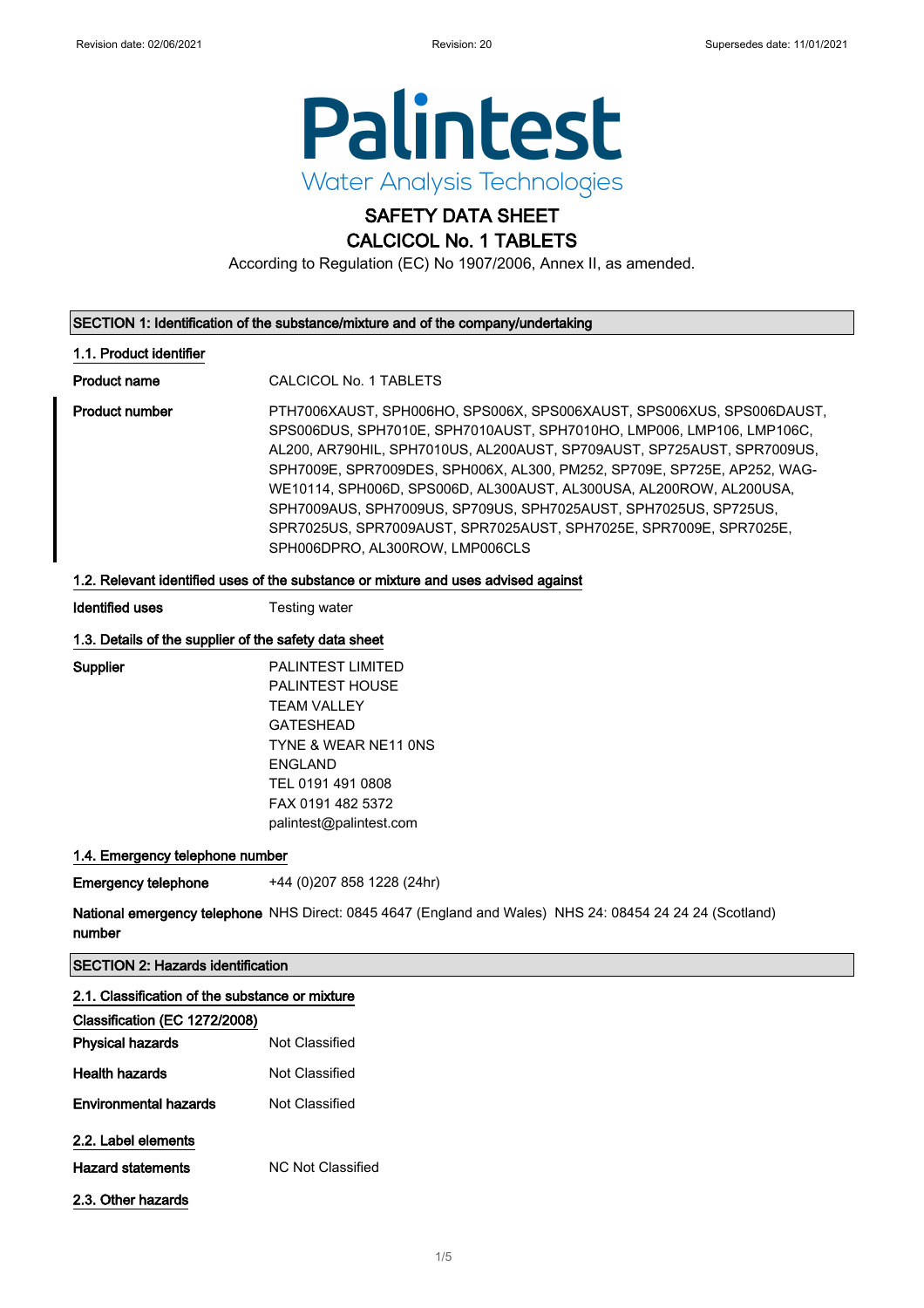Palintest
Water Analysis Technologies

# SAFETY DATA SHEET
# CALCICOL No. 1 TABLETS

According to Regulation (EC) No 1907/2006, Annex II, as amended.

## SECTION 1: Identification of the substance/mixture and of the company/undertaking

### 1.1. Product identifier

**Product name** CALCICOL No. 1 TABLETS

**Product number** PTH7006XAUST, SPH006HO, SPS006X, SPS006XAUST, SPS006XUS, SPS006DAUST, SPS006DUS, SPH7010E, SPH7010AUST, SPH7010HO, LMP006, LMP106, LMP106C, AL200, AR790HIL, SPH7010US, AL200AUST, SP709AUST, SP725AUST, SPR7009US, SPH7009E, SPR7009DES, SPH006X, AL300, PM252, SP709E, SP725E, AP252, WAG-WE10114, SPH006D, SPS006D, AL300AUST, AL300USA, AL200ROW, AL200USA, SPH7009AUS, SPH7009US, SP709US, SPH7025AUST, SPH7025US, SP725US, SPR7025US, SPR7009AUST, SPR7025AUST, SPH7025E, SPR7009E, SPR7025E, SPH006DPRO, AL300ROW, LMP006CLS

### 1.2. Relevant identified uses of the substance or mixture and uses advised against

**Identified uses** Testing water

### 1.3. Details of the supplier of the safety data sheet

**Supplier**
PALINTEST LIMITED
PALINTEST HOUSE
TEAM VALLEY
GATESHEAD
TYNE & WEAR NE11 0NS
ENGLAND
TEL 0191 491 0808
FAX 0191 482 5372
palintest@palintest.com

### 1.4. Emergency telephone number

**Emergency telephone** +44 (0)207 858 1228 (24hr)

**National emergency telephone number** NHS Direct: 0845 4647 (England and Wales) NHS 24: 08454 24 24 24 (Scotland)

## SECTION 2: Hazards identification

### 2.1. Classification of the substance or mixture

**Classification (EC 1272/2008)**

**Physical hazards** Not Classified

**Health hazards** Not Classified

**Environmental hazards** Not Classified

### 2.2. Label elements

**Hazard statements** NC Not Classified

### 2.3. Other hazards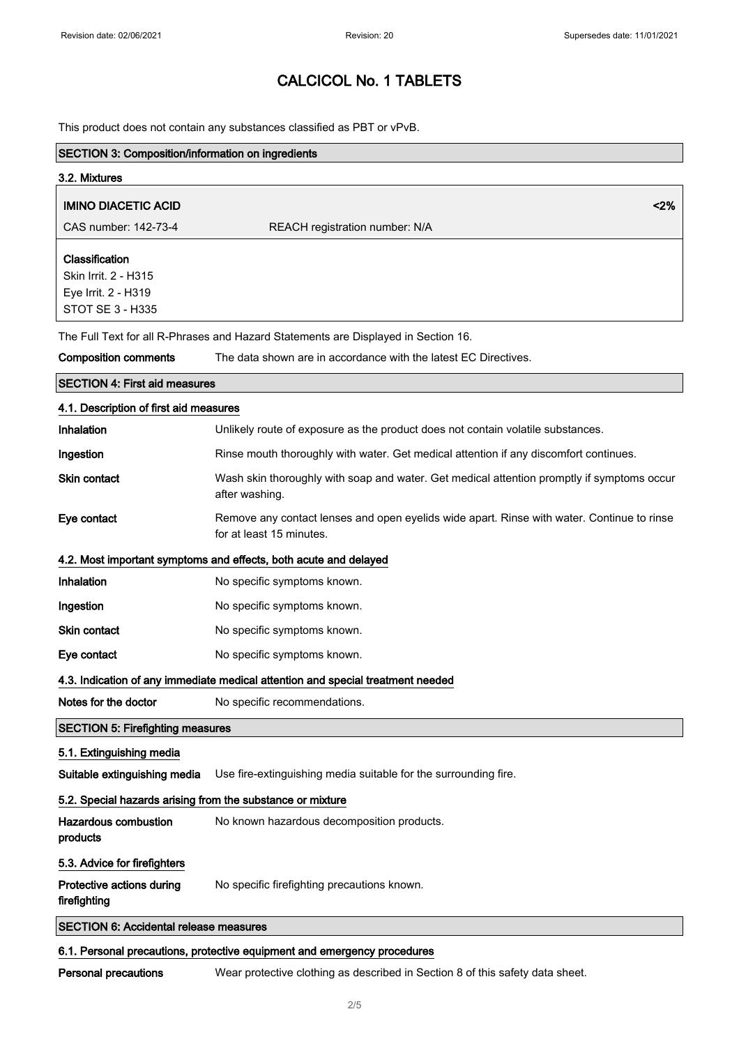# CALCICOL No. 1 TABLETS

This product does not contain any substances classified as PBT or vPvB.

## SECTION 3: Composition/information on ingredients

### 3.2. Mixtures

| IMINO DIACETIC ACID | | <2% |
|---|---|---|
| CAS number: 142-73-4 | REACH registration number: N/A | |

**Classification**
Skin Irrit. 2 - H315
Eye Irrit. 2 - H319
STOT SE 3 - H335

The Full Text for all R-Phrases and Hazard Statements are Displayed in Section 16.

**Composition comments** The data shown are in accordance with the latest EC Directives.

## SECTION 4: First aid measures

### 4.1. Description of first aid measures

**Inhalation** Unlikely route of exposure as the product does not contain volatile substances.

**Ingestion** Rinse mouth thoroughly with water. Get medical attention if any discomfort continues.

**Skin contact** Wash skin thoroughly with soap and water. Get medical attention promptly if symptoms occur after washing.

**Eye contact** Remove any contact lenses and open eyelids wide apart. Rinse with water. Continue to rinse for at least 15 minutes.

### 4.2. Most important symptoms and effects, both acute and delayed

**Inhalation** No specific symptoms known.

**Ingestion** No specific symptoms known.

**Skin contact** No specific symptoms known.

**Eye contact** No specific symptoms known.

### 4.3. Indication of any immediate medical attention and special treatment needed

**Notes for the doctor** No specific recommendations.

## SECTION 5: Firefighting measures

### 5.1. Extinguishing media

**Suitable extinguishing media** Use fire-extinguishing media suitable for the surrounding fire.

### 5.2. Special hazards arising from the substance or mixture

**Hazardous combustion products** No known hazardous decomposition products.

### 5.3. Advice for firefighters

**Protective actions during firefighting** No specific firefighting precautions known.

## SECTION 6: Accidental release measures

### 6.1. Personal precautions, protective equipment and emergency procedures

**Personal precautions** Wear protective clothing as described in Section 8 of this safety data sheet.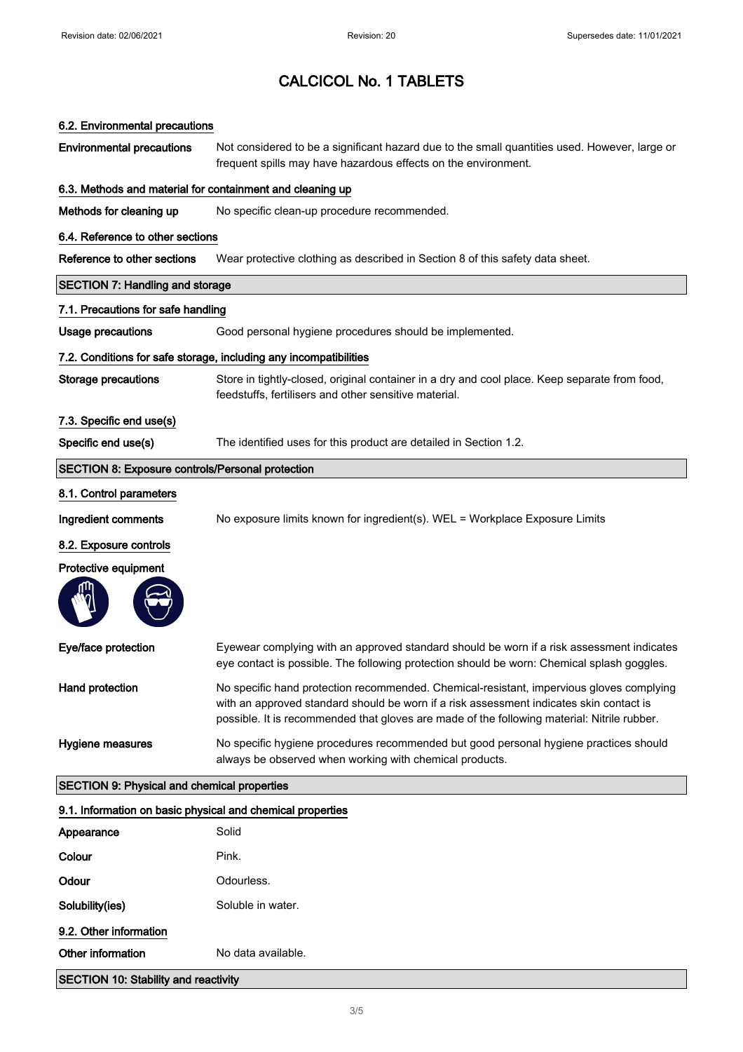# CALCICOL No. 1 TABLETS

### 6.2. Environmental precautions

**Environmental precautions** Not considered to be a significant hazard due to the small quantities used. However, large or frequent spills may have hazardous effects on the environment.

### 6.3. Methods and material for containment and cleaning up

**Methods for cleaning up** No specific clean-up procedure recommended.

### 6.4. Reference to other sections

**Reference to other sections** Wear protective clothing as described in Section 8 of this safety data sheet.

## SECTION 7: Handling and storage

### 7.1. Precautions for safe handling

**Usage precautions** Good personal hygiene procedures should be implemented.

### 7.2. Conditions for safe storage, including any incompatibilities

**Storage precautions** Store in tightly-closed, original container in a dry and cool place. Keep separate from food, feedstuffs, fertilisers and other sensitive material.

### 7.3. Specific end use(s)

**Specific end use(s)** The identified uses for this product are detailed in Section 1.2.

## SECTION 8: Exposure controls/Personal protection

### 8.1. Control parameters

**Ingredient comments** No exposure limits known for ingredient(s). WEL = Workplace Exposure Limits

### 8.2. Exposure controls

**Protective equipment**

**Eye/face protection** Eyewear complying with an approved standard should be worn if a risk assessment indicates eye contact is possible. The following protection should be worn: Chemical splash goggles.

**Hand protection** No specific hand protection recommended. Chemical-resistant, impervious gloves complying with an approved standard should be worn if a risk assessment indicates skin contact is possible. It is recommended that gloves are made of the following material: Nitrile rubber.

**Hygiene measures** No specific hygiene procedures recommended but good personal hygiene practices should always be observed when working with chemical products.

## SECTION 9: Physical and chemical properties

### 9.1. Information on basic physical and chemical properties

**Appearance** Solid

**Colour** Pink.

**Odour** Odourless.

**Solubility(ies)** Soluble in water.

### 9.2. Other information

**Other information** No data available.

## SECTION 10: Stability and reactivity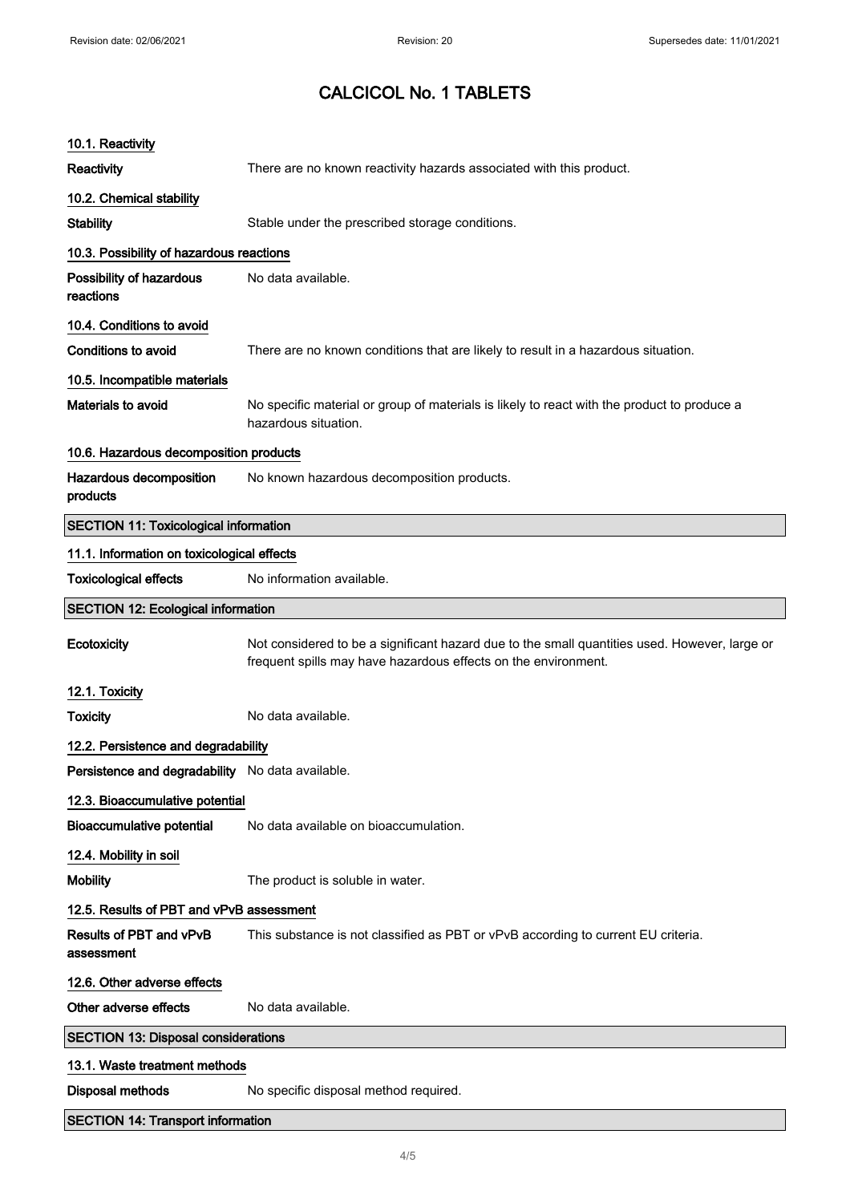# CALCICOL No. 1 TABLETS

### 10.1. Reactivity

**Reactivity** There are no known reactivity hazards associated with this product.

### 10.2. Chemical stability

**Stability** Stable under the prescribed storage conditions.

### 10.3. Possibility of hazardous reactions

**Possibility of hazardous reactions** No data available.

### 10.4. Conditions to avoid

**Conditions to avoid** There are no known conditions that are likely to result in a hazardous situation.

### 10.5. Incompatible materials

**Materials to avoid** No specific material or group of materials is likely to react with the product to produce a hazardous situation.

### 10.6. Hazardous decomposition products

**Hazardous decomposition products** No known hazardous decomposition products.

## SECTION 11: Toxicological information

### 11.1. Information on toxicological effects

**Toxicological effects** No information available.

## SECTION 12: Ecological information

**Ecotoxicity** Not considered to be a significant hazard due to the small quantities used. However, large or frequent spills may have hazardous effects on the environment.

### 12.1. Toxicity

**Toxicity** No data available.

### 12.2. Persistence and degradability

**Persistence and degradability** No data available.

### 12.3. Bioaccumulative potential

**Bioaccumulative potential** No data available on bioaccumulation.

### 12.4. Mobility in soil

**Mobility** The product is soluble in water.

### 12.5. Results of PBT and vPvB assessment

**Results of PBT and vPvB assessment** This substance is not classified as PBT or vPvB according to current EU criteria.

### 12.6. Other adverse effects

**Other adverse effects** No data available.

## SECTION 13: Disposal considerations

### 13.1. Waste treatment methods

**Disposal methods** No specific disposal method required.

## SECTION 14: Transport information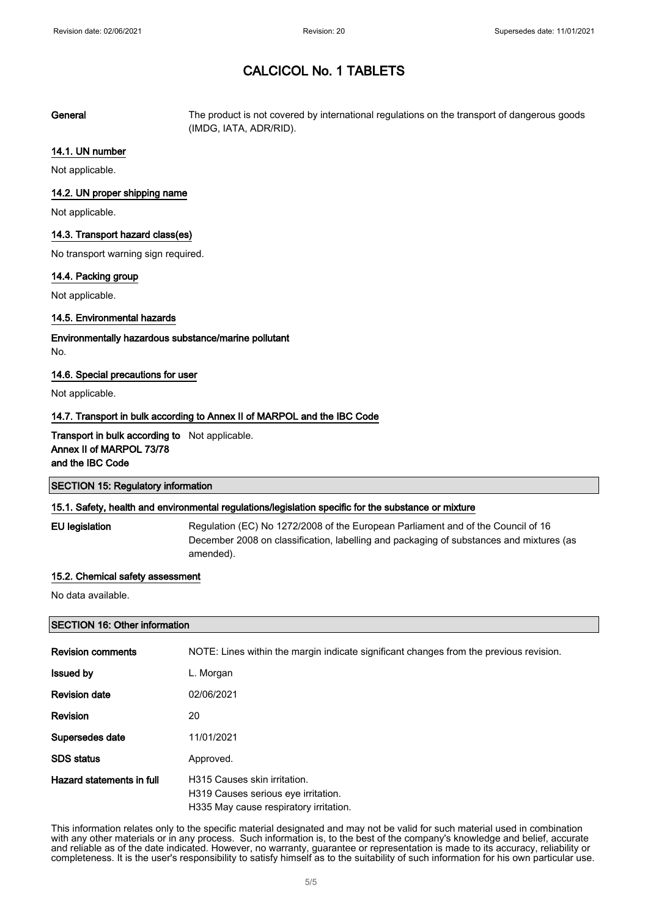# CALCICOL No. 1 TABLETS

**General** The product is not covered by international regulations on the transport of dangerous goods (IMDG, IATA, ADR/RID).

### 14.1. UN number

Not applicable.

### 14.2. UN proper shipping name

Not applicable.

### 14.3. Transport hazard class(es)

No transport warning sign required.

### 14.4. Packing group

Not applicable.

### 14.5. Environmental hazards

**Environmentally hazardous substance/marine pollutant**

No.

### 14.6. Special precautions for user

Not applicable.

### 14.7. Transport in bulk according to Annex II of MARPOL and the IBC Code

**Transport in bulk according to Annex II of MARPOL 73/78 and the IBC Code** Not applicable.

## SECTION 15: Regulatory information

### 15.1. Safety, health and environmental regulations/legislation specific for the substance or mixture

**EU legislation** Regulation (EC) No 1272/2008 of the European Parliament and of the Council of 16 December 2008 on classification, labelling and packaging of substances and mixtures (as amended).

### 15.2. Chemical safety assessment

No data available.

## SECTION 16: Other information

| | |
|---|---|
| **Revision comments** | NOTE: Lines within the margin indicate significant changes from the previous revision. |
| **Issued by** | L. Morgan |
| **Revision date** | 02/06/2021 |
| **Revision** | 20 |
| **Supersedes date** | 11/01/2021 |
| **SDS status** | Approved. |
| **Hazard statements in full** | H315 Causes skin irritation.<br>H319 Causes serious eye irritation.<br>H335 May cause respiratory irritation. |

This information relates only to the specific material designated and may not be valid for such material used in combination with any other materials or in any process. Such information is, to the best of the company's knowledge and belief, accurate and reliable as of the date indicated. However, no warranty, guarantee or representation is made to its accuracy, reliability or completeness. It is the user's responsibility to satisfy himself as to the suitability of such information for his own particular use.